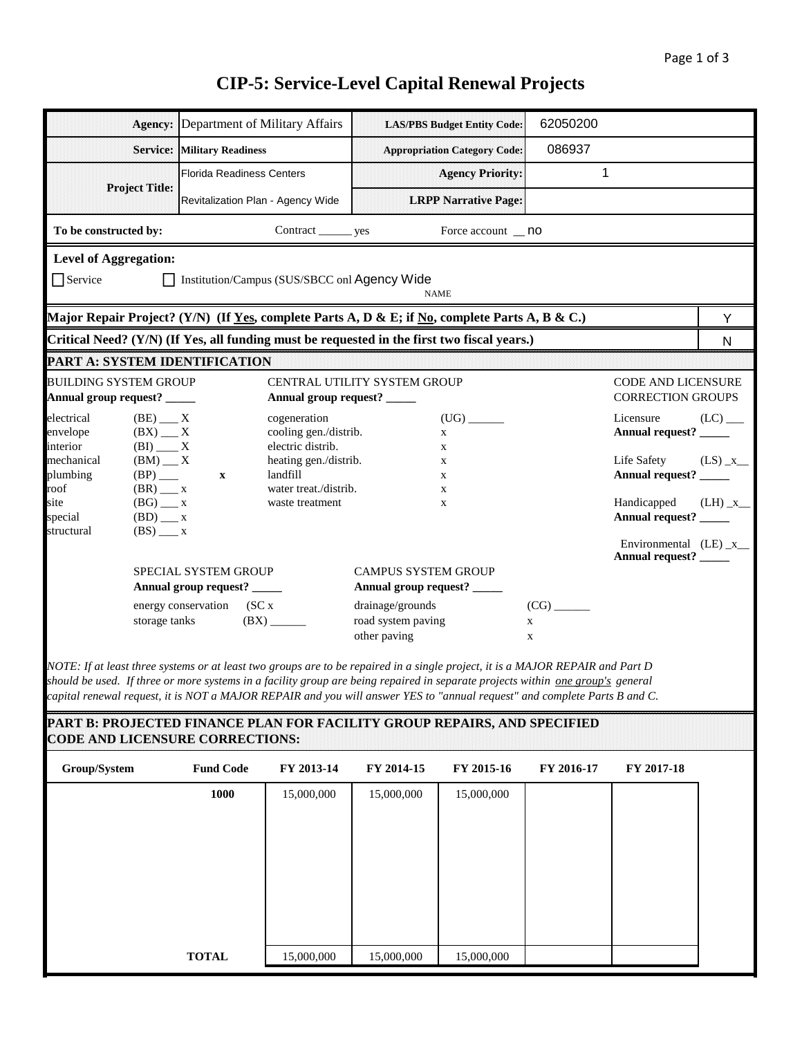# CIP-5: Service-Level Capital Renewal Projects

| | | | |
|---|---|---|---|
| **Agency:** | Department of Military Affairs | **LAS/PBS Budget Entity Code:** | 62050200 |
| **Service:** | **Military Readiness** | **Appropriation Category Code:** | 086937 |
| **Project Title:** | Florida Readiness Centers | **Agency Priority:** | 1 |
| | Revitalization Plan - Agency Wide | **LRPP Narrative Page:** | |

**To be constructed by:** Contract ______ yes Force account __ no

**Level of Aggregation:**

☐ Service ☐ Institution/Campus (SUS/SBCC onl Agency Wide
NAME

**Major Repair Project? (Y/N) (If Yes, complete Parts A, D & E; if No, complete Parts A, B & C.)** Y

**Critical Need? (Y/N) (If Yes, all funding must be requested in the first two fiscal years.)** N

## PART A: SYSTEM IDENTIFICATION

BUILDING SYSTEM GROUP
**Annual group request?** _____

- electrical (BE) ___ X
- envelope (BX) ___ X
- interior (BI) ___ X
- mechanical (BM) __ X
- plumbing (BP) ___ x
- roof (BR) ___ x
- site (BG) ___ x
- special (BD) ___ x
- structural (BS) ___ x

CENTRAL UTILITY SYSTEM GROUP
**Annual group request?** _____

(UG) ______

- cogeneration
- cooling gen./distrib. x
- electric distrib. x
- heating gen./distrib. x
- landfill x
- water treat./distrib. x
- waste treatment x

CODE AND LICENSURE CORRECTION GROUPS

- Licensure (LC) ___
  **Annual request?** _____
- Life Safety (LS) _x__
  **Annual request?** _____
- Handicapped (LH) _x__
  **Annual request?** _____
- Environmental (LE) _x__
  **Annual request?** _____

SPECIAL SYSTEM GROUP
**Annual group request?** _____

- energy conservation (SC x
- storage tanks (BX) ______

CAMPUS SYSTEM GROUP
**Annual group request?** _____

(CG) ______

- drainage/grounds
- road system paving x
- other paving x

*NOTE: If at least three systems or at least two groups are to be repaired in a single project, it is a MAJOR REPAIR and Part D should be used. If three or more systems in a facility group are being repaired in separate projects within one group's general capital renewal request, it is NOT a MAJOR REPAIR and you will answer YES to "annual request" and complete Parts B and C.*

## PART B: PROJECTED FINANCE PLAN FOR FACILITY GROUP REPAIRS, AND SPECIFIED CODE AND LICENSURE CORRECTIONS:

| Group/System | Fund Code | FY 2013-14 | FY 2014-15 | FY 2015-16 | FY 2016-17 | FY 2017-18 |
|---|---|---|---|---|---|---|
| | **1000** | 15,000,000 | 15,000,000 | 15,000,000 | | |
| | **TOTAL** | 15,000,000 | 15,000,000 | 15,000,000 | | |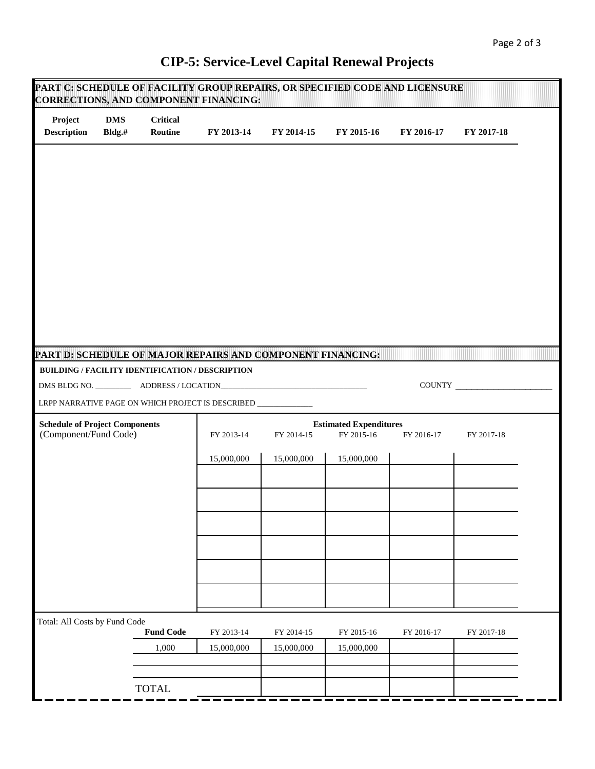# CIP-5: Service-Level Capital Renewal Projects

## PART C: SCHEDULE OF FACILITY GROUP REPAIRS, OR SPECIFIED CODE AND LICENSURE CORRECTIONS, AND COMPONENT FINANCING:

| Project Description | DMS Bldg.# | Critical Routine | FY 2013-14 | FY 2014-15 | FY 2015-16 | FY 2016-17 | FY 2017-18 |
|---|---|---|---|---|---|---|---|
| | | | | | | | |

## PART D: SCHEDULE OF MAJOR REPAIRS AND COMPONENT FINANCING:

**BUILDING / FACILITY IDENTIFICATION / DESCRIPTION**

DMS BLDG NO. _________ ADDRESS / LOCATION_____________________________________ COUNTY ______________________

LRPP NARRATIVE PAGE ON WHICH PROJECT IS DESCRIBED ______________

| Schedule of Project Components (Component/Fund Code) | Estimated Expenditures FY 2013-14 | FY 2014-15 | FY 2015-16 | FY 2016-17 | FY 2017-18 |
|---|---|---|---|---|---|
| | 15,000,000 | 15,000,000 | 15,000,000 | | |
| | | | | | |
| | | | | | |
| | | | | | |
| | | | | | |
| | | | | | |
| | | | | | |

Total: All Costs by Fund Code

| Fund Code | FY 2013-14 | FY 2014-15 | FY 2015-16 | FY 2016-17 | FY 2017-18 |
|---|---|---|---|---|---|
| 1,000 | 15,000,000 | 15,000,000 | 15,000,000 | | |
| | | | | | |
| | | | | | |
| TOTAL | | | | | |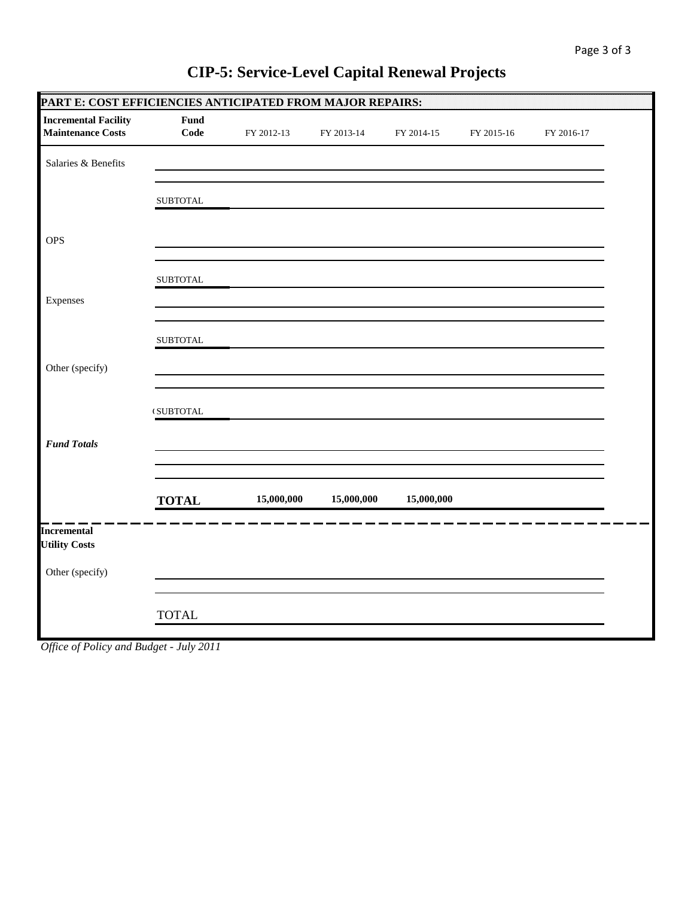# CIP-5: Service-Level Capital Renewal Projects

**PART E: COST EFFICIENCIES ANTICIPATED FROM MAJOR REPAIRS:**

| **Incremental Facility Maintenance Costs** | **Fund Code** | FY 2012-13 | FY 2013-14 | FY 2014-15 | FY 2015-16 | FY 2016-17 |
|---|---|---|---|---|---|---|
| Salaries & Benefits | | | | | | |
| | | | | | | |
| | SUBTOTAL | | | | | |
| OPS | | | | | | |
| | | | | | | |
| | SUBTOTAL | | | | | |
| Expenses | | | | | | |
| | | | | | | |
| | SUBTOTAL | | | | | |
| Other (specify) | | | | | | |
| | | | | | | |
| | SUBTOTAL | | | | | |
| ***Fund Totals*** | | | | | | |
| | | | | | | |
| | | | | | | |
| | **TOTAL** | **15,000,000** | **15,000,000** | **15,000,000** | | |

| **Incremental Utility Costs** | | | | | | |
|---|---|---|---|---|---|---|
| Other (specify) | | | | | | |
| | | | | | | |
| | TOTAL | | | | | |

*Office of Policy and Budget - July 2011*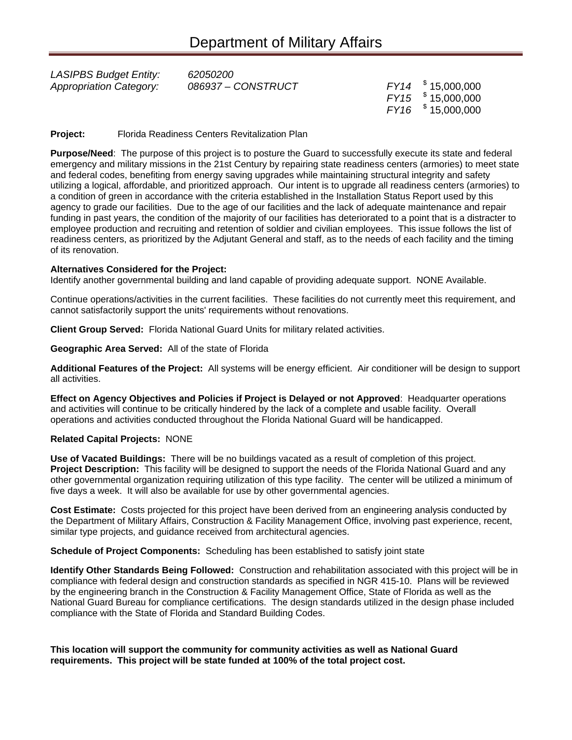# Department of Military Affairs

| | | | |
|---|---|---|---|
| *LASIPBS Budget Entity:* | *62050200* | | |
| *Appropriation Category:* | *086937 – CONSTRUCT* | *FY14* | $ 15,000,000 |
| | | *FY15* | $ 15,000,000 |
| | | *FY16* | $ 15,000,000 |

**Project:** Florida Readiness Centers Revitalization Plan

**Purpose/Need**: The purpose of this project is to posture the Guard to successfully execute its state and federal emergency and military missions in the 21st Century by repairing state readiness centers (armories) to meet state and federal codes, benefiting from energy saving upgrades while maintaining structural integrity and safety utilizing a logical, affordable, and prioritized approach. Our intent is to upgrade all readiness centers (armories) to a condition of green in accordance with the criteria established in the Installation Status Report used by this agency to grade our facilities. Due to the age of our facilities and the lack of adequate maintenance and repair funding in past years, the condition of the majority of our facilities has deteriorated to a point that is a distracter to employee production and recruiting and retention of soldier and civilian employees. This issue follows the list of readiness centers, as prioritized by the Adjutant General and staff, as to the needs of each facility and the timing of its renovation.

**Alternatives Considered for the Project:**
Identify another governmental building and land capable of providing adequate support. NONE Available.

Continue operations/activities in the current facilities. These facilities do not currently meet this requirement, and cannot satisfactorily support the units' requirements without renovations.

**Client Group Served:** Florida National Guard Units for military related activities.

**Geographic Area Served:** All of the state of Florida

**Additional Features of the Project:** All systems will be energy efficient. Air conditioner will be design to support all activities.

**Effect on Agency Objectives and Policies if Project is Delayed or not Approved**: Headquarter operations and activities will continue to be critically hindered by the lack of a complete and usable facility. Overall operations and activities conducted throughout the Florida National Guard will be handicapped.

**Related Capital Projects:** NONE

**Use of Vacated Buildings:** There will be no buildings vacated as a result of completion of this project.
**Project Description:** This facility will be designed to support the needs of the Florida National Guard and any other governmental organization requiring utilization of this type facility. The center will be utilized a minimum of five days a week. It will also be available for use by other governmental agencies.

**Cost Estimate:** Costs projected for this project have been derived from an engineering analysis conducted by the Department of Military Affairs, Construction & Facility Management Office, involving past experience, recent, similar type projects, and guidance received from architectural agencies.

**Schedule of Project Components:** Scheduling has been established to satisfy joint state

**Identify Other Standards Being Followed:** Construction and rehabilitation associated with this project will be in compliance with federal design and construction standards as specified in NGR 415-10. Plans will be reviewed by the engineering branch in the Construction & Facility Management Office, State of Florida as well as the National Guard Bureau for compliance certifications. The design standards utilized in the design phase included compliance with the State of Florida and Standard Building Codes.

**This location will support the community for community activities as well as National Guard requirements. This project will be state funded at 100% of the total project cost.**